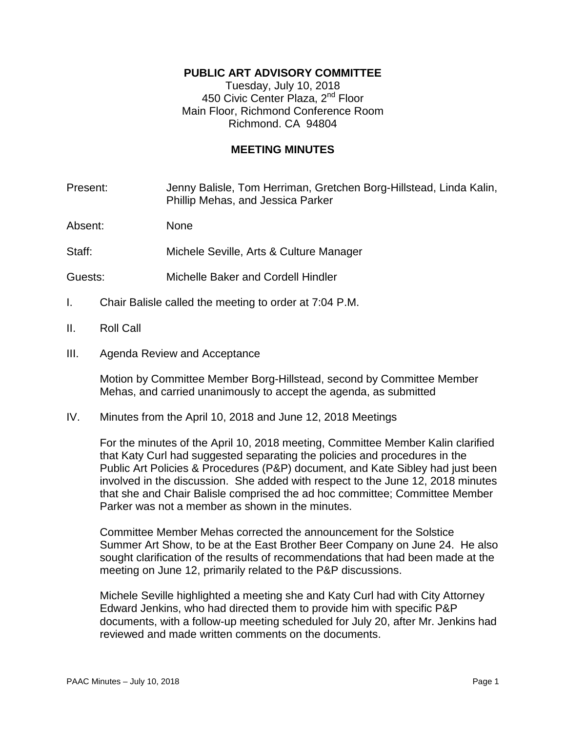# PUBLIC ART ADVISORY COMMITTEE

Tuesday, July 10, 2018
450 Civic Center Plaza, 2nd Floor
Main Floor, Richmond Conference Room
Richmond. CA 94804

## MEETING MINUTES

Present: Jenny Balisle, Tom Herriman, Gretchen Borg-Hillstead, Linda Kalin, Phillip Mehas, and Jessica Parker

Absent: None

Staff: Michele Seville, Arts & Culture Manager

Guests: Michelle Baker and Cordell Hindler

I. Chair Balisle called the meeting to order at 7:04 P.M.

II. Roll Call

III. Agenda Review and Acceptance

Motion by Committee Member Borg-Hillstead, second by Committee Member Mehas, and carried unanimously to accept the agenda, as submitted

IV. Minutes from the April 10, 2018 and June 12, 2018 Meetings

For the minutes of the April 10, 2018 meeting, Committee Member Kalin clarified that Katy Curl had suggested separating the policies and procedures in the Public Art Policies & Procedures (P&P) document, and Kate Sibley had just been involved in the discussion. She added with respect to the June 12, 2018 minutes that she and Chair Balisle comprised the ad hoc committee; Committee Member Parker was not a member as shown in the minutes.

Committee Member Mehas corrected the announcement for the Solstice Summer Art Show, to be at the East Brother Beer Company on June 24. He also sought clarification of the results of recommendations that had been made at the meeting on June 12, primarily related to the P&P discussions.

Michele Seville highlighted a meeting she and Katy Curl had with City Attorney Edward Jenkins, who had directed them to provide him with specific P&P documents, with a follow-up meeting scheduled for July 20, after Mr. Jenkins had reviewed and made written comments on the documents.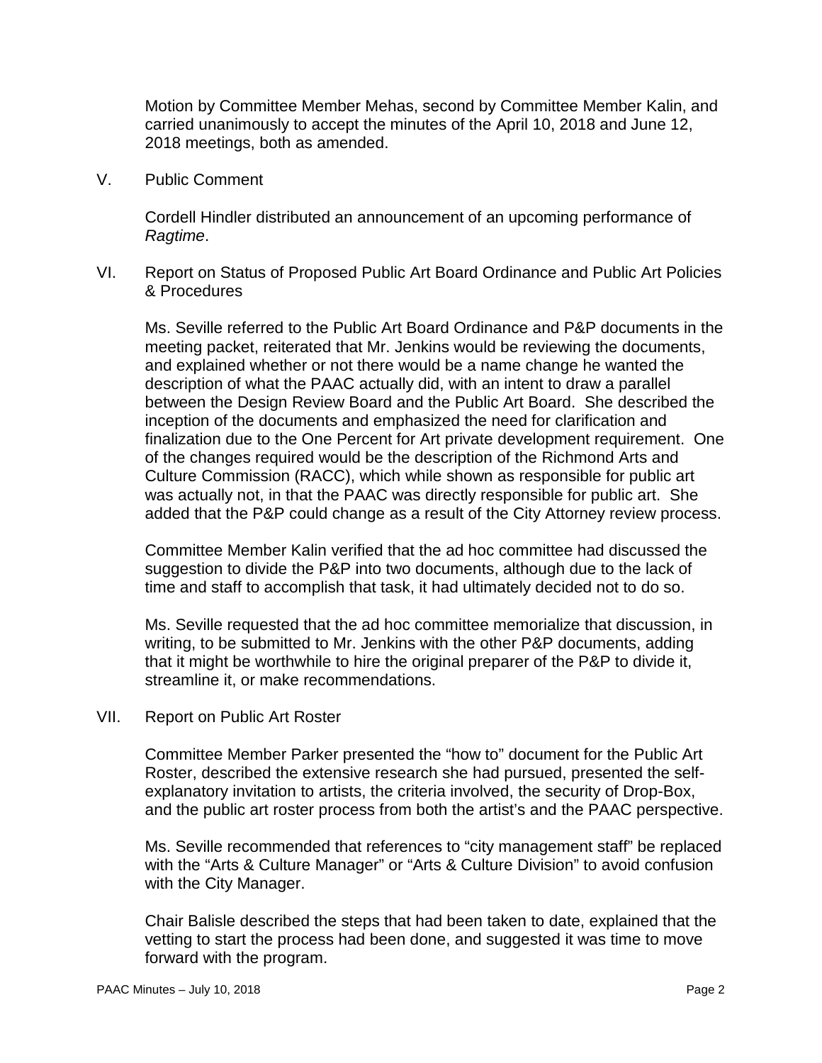Motion by Committee Member Mehas, second by Committee Member Kalin, and carried unanimously to accept the minutes of the April 10, 2018 and June 12, 2018 meetings, both as amended.

V. Public Comment

Cordell Hindler distributed an announcement of an upcoming performance of *Ragtime*.

VI. Report on Status of Proposed Public Art Board Ordinance and Public Art Policies & Procedures

Ms. Seville referred to the Public Art Board Ordinance and P&P documents in the meeting packet, reiterated that Mr. Jenkins would be reviewing the documents, and explained whether or not there would be a name change he wanted the description of what the PAAC actually did, with an intent to draw a parallel between the Design Review Board and the Public Art Board. She described the inception of the documents and emphasized the need for clarification and finalization due to the One Percent for Art private development requirement. One of the changes required would be the description of the Richmond Arts and Culture Commission (RACC), which while shown as responsible for public art was actually not, in that the PAAC was directly responsible for public art. She added that the P&P could change as a result of the City Attorney review process.

Committee Member Kalin verified that the ad hoc committee had discussed the suggestion to divide the P&P into two documents, although due to the lack of time and staff to accomplish that task, it had ultimately decided not to do so.

Ms. Seville requested that the ad hoc committee memorialize that discussion, in writing, to be submitted to Mr. Jenkins with the other P&P documents, adding that it might be worthwhile to hire the original preparer of the P&P to divide it, streamline it, or make recommendations.

VII. Report on Public Art Roster

Committee Member Parker presented the "how to" document for the Public Art Roster, described the extensive research she had pursued, presented the self-explanatory invitation to artists, the criteria involved, the security of Drop-Box, and the public art roster process from both the artist's and the PAAC perspective.

Ms. Seville recommended that references to "city management staff" be replaced with the "Arts & Culture Manager" or "Arts & Culture Division" to avoid confusion with the City Manager.

Chair Balisle described the steps that had been taken to date, explained that the vetting to start the process had been done, and suggested it was time to move forward with the program.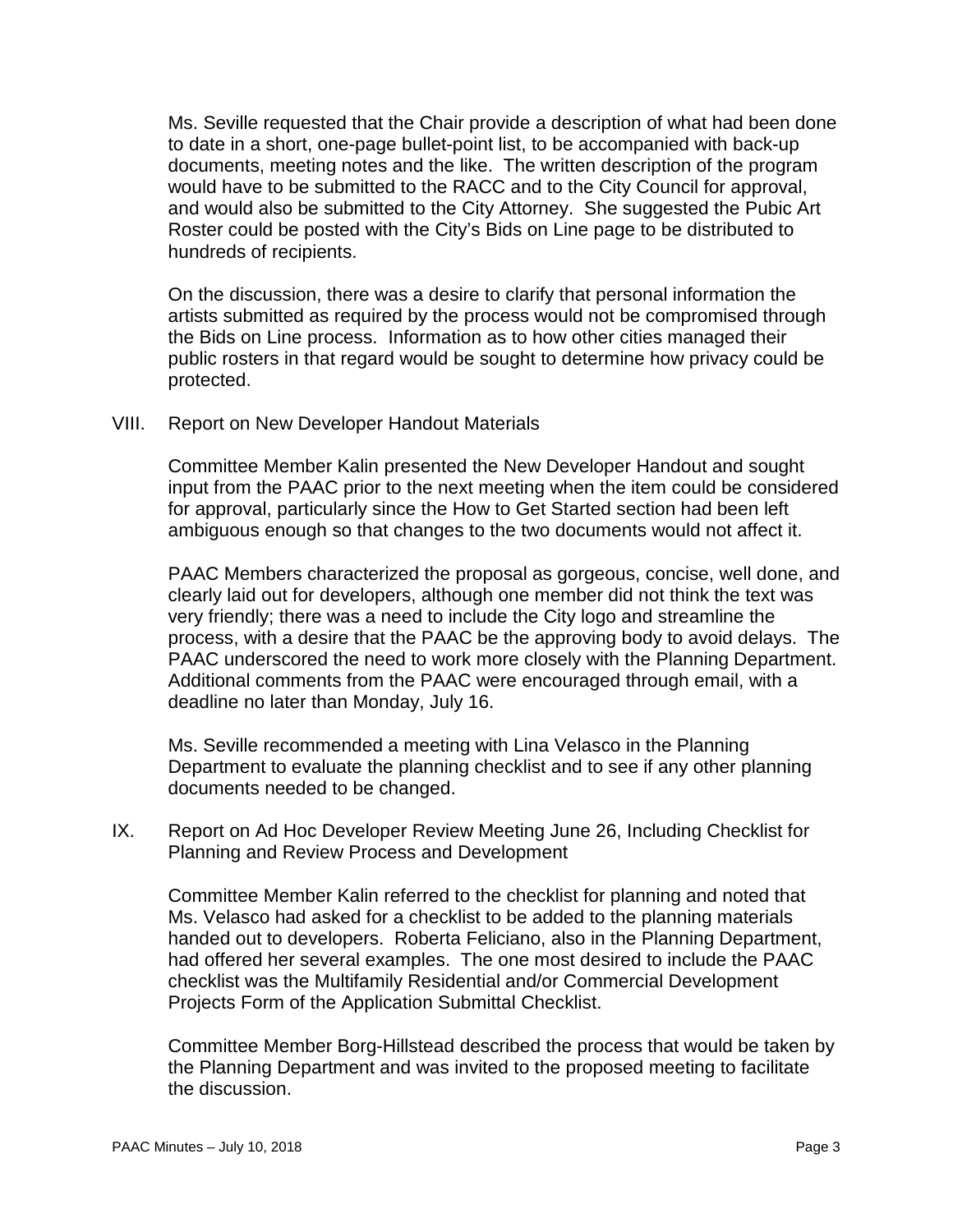Ms. Seville requested that the Chair provide a description of what had been done to date in a short, one-page bullet-point list, to be accompanied with back-up documents, meeting notes and the like. The written description of the program would have to be submitted to the RACC and to the City Council for approval, and would also be submitted to the City Attorney. She suggested the Pubic Art Roster could be posted with the City's Bids on Line page to be distributed to hundreds of recipients.

On the discussion, there was a desire to clarify that personal information the artists submitted as required by the process would not be compromised through the Bids on Line process. Information as to how other cities managed their public rosters in that regard would be sought to determine how privacy could be protected.

VIII. Report on New Developer Handout Materials

Committee Member Kalin presented the New Developer Handout and sought input from the PAAC prior to the next meeting when the item could be considered for approval, particularly since the How to Get Started section had been left ambiguous enough so that changes to the two documents would not affect it.

PAAC Members characterized the proposal as gorgeous, concise, well done, and clearly laid out for developers, although one member did not think the text was very friendly; there was a need to include the City logo and streamline the process, with a desire that the PAAC be the approving body to avoid delays. The PAAC underscored the need to work more closely with the Planning Department. Additional comments from the PAAC were encouraged through email, with a deadline no later than Monday, July 16.

Ms. Seville recommended a meeting with Lina Velasco in the Planning Department to evaluate the planning checklist and to see if any other planning documents needed to be changed.

IX. Report on Ad Hoc Developer Review Meeting June 26, Including Checklist for Planning and Review Process and Development

Committee Member Kalin referred to the checklist for planning and noted that Ms. Velasco had asked for a checklist to be added to the planning materials handed out to developers. Roberta Feliciano, also in the Planning Department, had offered her several examples. The one most desired to include the PAAC checklist was the Multifamily Residential and/or Commercial Development Projects Form of the Application Submittal Checklist.

Committee Member Borg-Hillstead described the process that would be taken by the Planning Department and was invited to the proposed meeting to facilitate the discussion.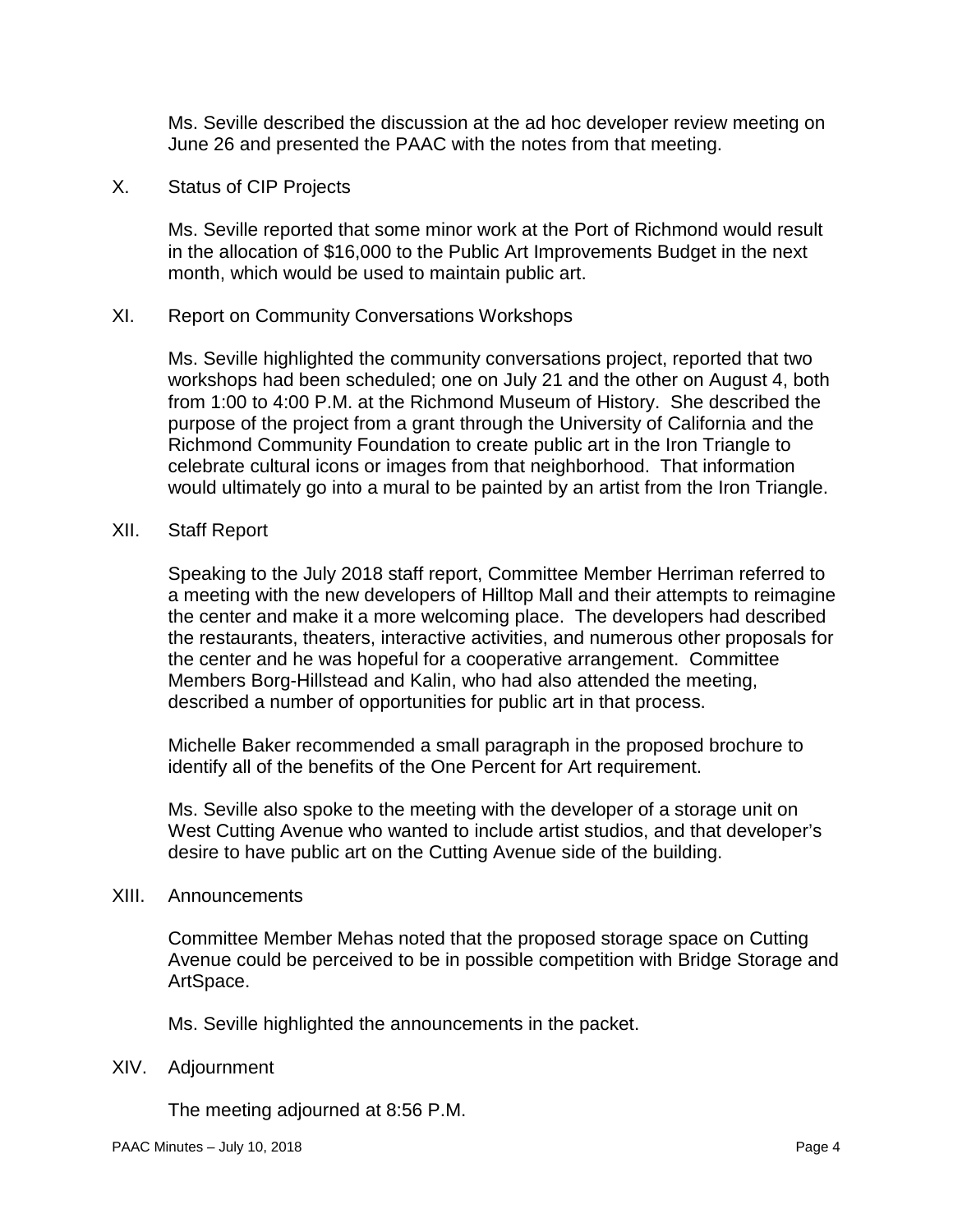Ms. Seville described the discussion at the ad hoc developer review meeting on June 26 and presented the PAAC with the notes from that meeting.

## X. Status of CIP Projects

Ms. Seville reported that some minor work at the Port of Richmond would result in the allocation of $16,000 to the Public Art Improvements Budget in the next month, which would be used to maintain public art.

## XI. Report on Community Conversations Workshops

Ms. Seville highlighted the community conversations project, reported that two workshops had been scheduled; one on July 21 and the other on August 4, both from 1:00 to 4:00 P.M. at the Richmond Museum of History. She described the purpose of the project from a grant through the University of California and the Richmond Community Foundation to create public art in the Iron Triangle to celebrate cultural icons or images from that neighborhood. That information would ultimately go into a mural to be painted by an artist from the Iron Triangle.

## XII. Staff Report

Speaking to the July 2018 staff report, Committee Member Herriman referred to a meeting with the new developers of Hilltop Mall and their attempts to reimagine the center and make it a more welcoming place. The developers had described the restaurants, theaters, interactive activities, and numerous other proposals for the center and he was hopeful for a cooperative arrangement. Committee Members Borg-Hillstead and Kalin, who had also attended the meeting, described a number of opportunities for public art in that process.

Michelle Baker recommended a small paragraph in the proposed brochure to identify all of the benefits of the One Percent for Art requirement.

Ms. Seville also spoke to the meeting with the developer of a storage unit on West Cutting Avenue who wanted to include artist studios, and that developer's desire to have public art on the Cutting Avenue side of the building.

## XIII. Announcements

Committee Member Mehas noted that the proposed storage space on Cutting Avenue could be perceived to be in possible competition with Bridge Storage and ArtSpace.

Ms. Seville highlighted the announcements in the packet.

## XIV. Adjournment

The meeting adjourned at 8:56 P.M.